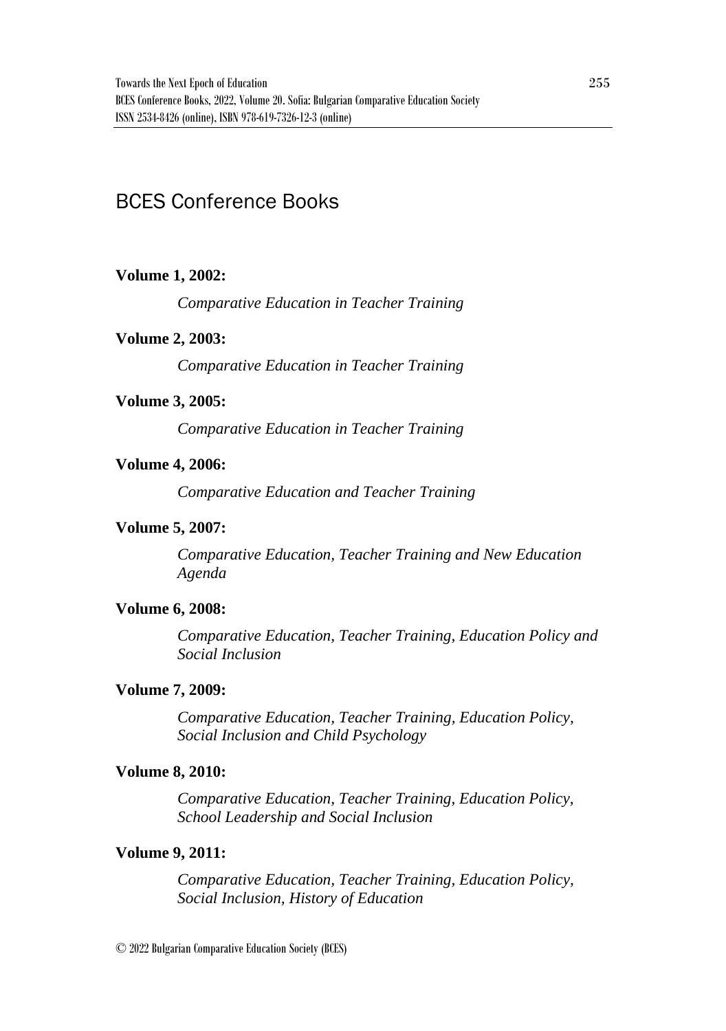# BCES Conference Books

**Volume 1, 2002:**

*Comparative Education in Teacher Training*

**Volume 2, 2003:**

*Comparative Education in Teacher Training*

**Volume 3, 2005:**

*Comparative Education in Teacher Training*

**Volume 4, 2006:**

*Comparative Education and Teacher Training*

**Volume 5, 2007:**

*Comparative Education, Teacher Training and New Education Agenda*

**Volume 6, 2008:**

*Comparative Education, Teacher Training, Education Policy and Social Inclusion*

**Volume 7, 2009:**

*Comparative Education, Teacher Training, Education Policy, Social Inclusion and Child Psychology*

**Volume 8, 2010:**

*Comparative Education, Teacher Training, Education Policy, School Leadership and Social Inclusion*

**Volume 9, 2011:**

*Comparative Education, Teacher Training, Education Policy, Social Inclusion, History of Education*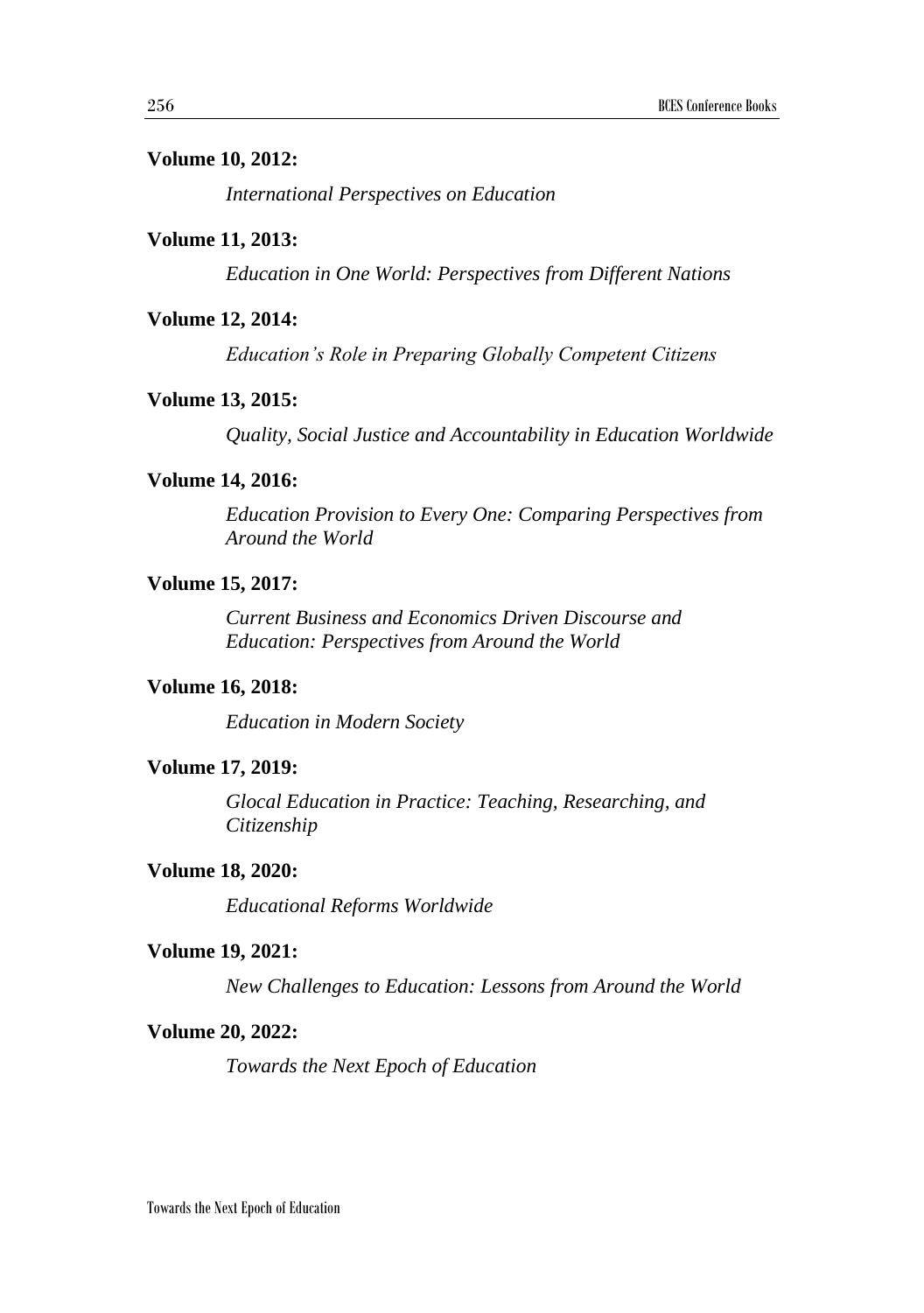**Volume 10, 2012:**

*International Perspectives on Education*

**Volume 11, 2013:**

*Education in One World: Perspectives from Different Nations*

**Volume 12, 2014:**

*Education's Role in Preparing Globally Competent Citizens*

**Volume 13, 2015:**

*Quality, Social Justice and Accountability in Education Worldwide*

**Volume 14, 2016:**

*Education Provision to Every One: Comparing Perspectives from Around the World*

**Volume 15, 2017:**

*Current Business and Economics Driven Discourse and Education: Perspectives from Around the World*

**Volume 16, 2018:**

*Education in Modern Society*

**Volume 17, 2019:**

*Glocal Education in Practice: Teaching, Researching, and Citizenship*

**Volume 18, 2020:**

*Educational Reforms Worldwide*

**Volume 19, 2021:**

*New Challenges to Education: Lessons from Around the World*

**Volume 20, 2022:**

*Towards the Next Epoch of Education*